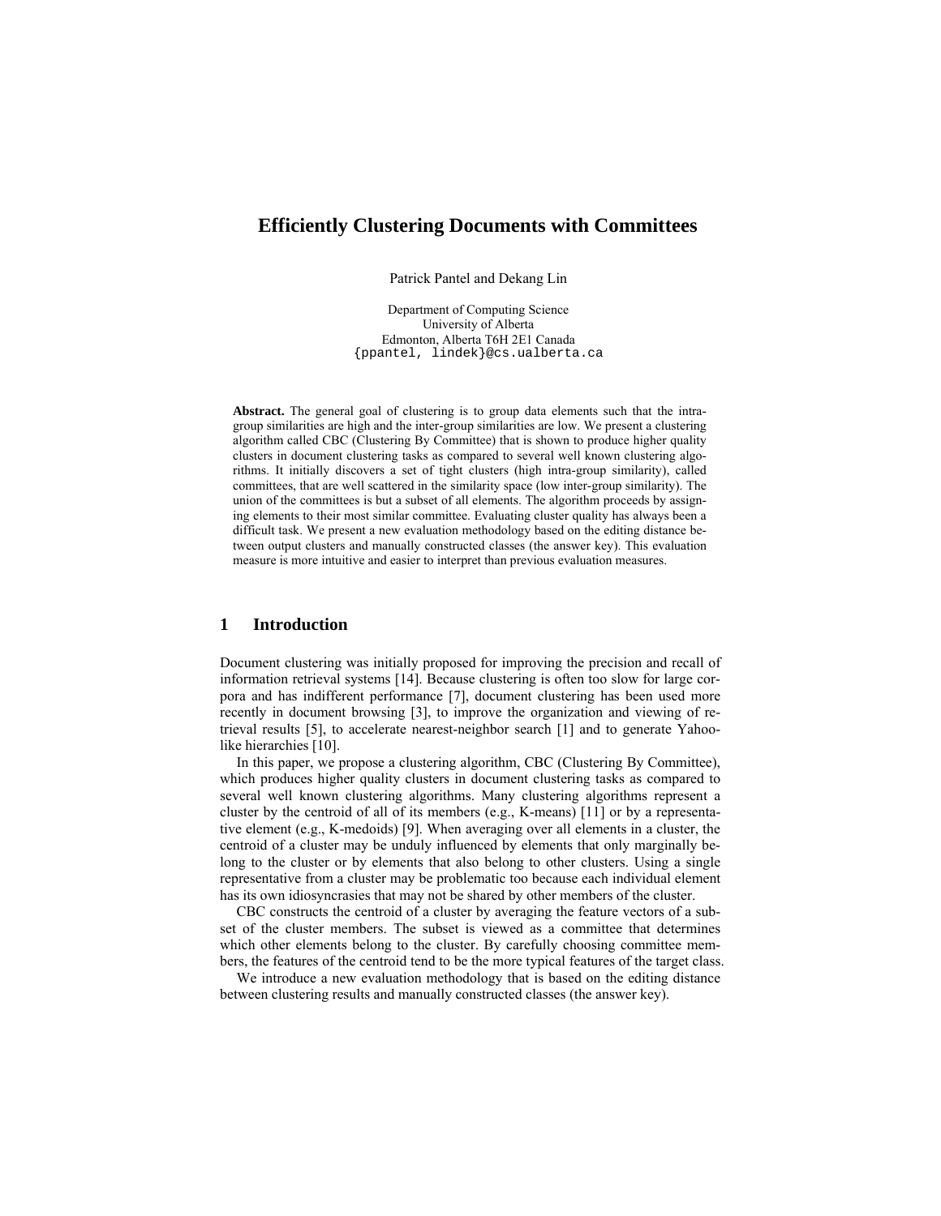# Efficiently Clustering Documents with Committees

Patrick Pantel and Dekang Lin

Department of Computing Science
University of Alberta
Edmonton, Alberta T6H 2E1 Canada
{ppantel, lindek}@cs.ualberta.ca

**Abstract.** The general goal of clustering is to group data elements such that the intra-group similarities are high and the inter-group similarities are low. We present a clustering algorithm called CBC (Clustering By Committee) that is shown to produce higher quality clusters in document clustering tasks as compared to several well known clustering algorithms. It initially discovers a set of tight clusters (high intra-group similarity), called committees, that are well scattered in the similarity space (low inter-group similarity). The union of the committees is but a subset of all elements. The algorithm proceeds by assigning elements to their most similar committee. Evaluating cluster quality has always been a difficult task. We present a new evaluation methodology based on the editing distance between output clusters and manually constructed classes (the answer key). This evaluation measure is more intuitive and easier to interpret than previous evaluation measures.

## 1 Introduction

Document clustering was initially proposed for improving the precision and recall of information retrieval systems [14]. Because clustering is often too slow for large corpora and has indifferent performance [7], document clustering has been used more recently in document browsing [3], to improve the organization and viewing of retrieval results [5], to accelerate nearest-neighbor search [1] and to generate Yahoo-like hierarchies [10].

In this paper, we propose a clustering algorithm, CBC (Clustering By Committee), which produces higher quality clusters in document clustering tasks as compared to several well known clustering algorithms. Many clustering algorithms represent a cluster by the centroid of all of its members (e.g., K-means) [11] or by a representative element (e.g., K-medoids) [9]. When averaging over all elements in a cluster, the centroid of a cluster may be unduly influenced by elements that only marginally belong to the cluster or by elements that also belong to other clusters. Using a single representative from a cluster may be problematic too because each individual element has its own idiosyncrasies that may not be shared by other members of the cluster.

CBC constructs the centroid of a cluster by averaging the feature vectors of a subset of the cluster members. The subset is viewed as a committee that determines which other elements belong to the cluster. By carefully choosing committee members, the features of the centroid tend to be the more typical features of the target class.

We introduce a new evaluation methodology that is based on the editing distance between clustering results and manually constructed classes (the answer key).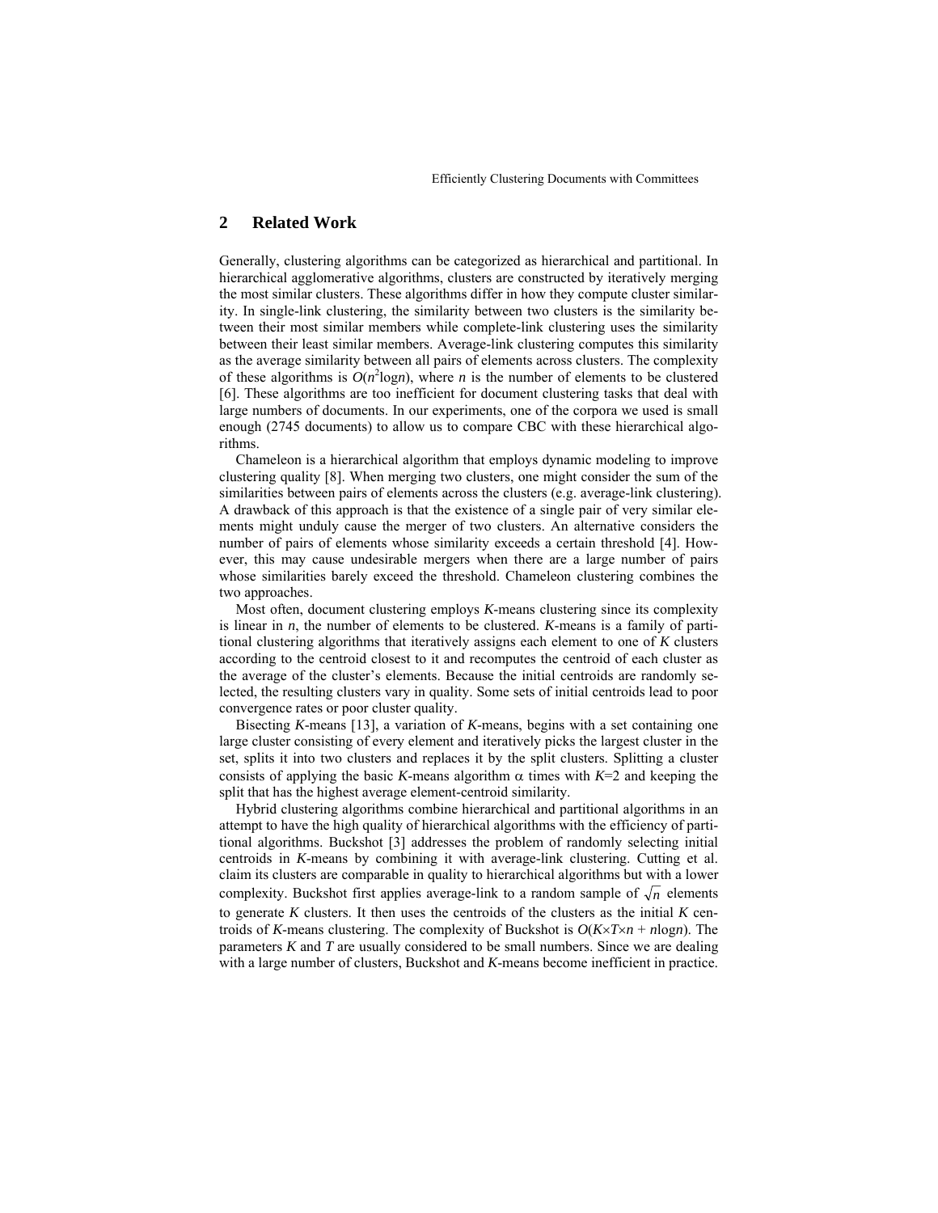## 2 Related Work

Generally, clustering algorithms can be categorized as hierarchical and partitional. In hierarchical agglomerative algorithms, clusters are constructed by iteratively merging the most similar clusters. These algorithms differ in how they compute cluster similarity. In single-link clustering, the similarity between two clusters is the similarity between their most similar members while complete-link clustering uses the similarity between their least similar members. Average-link clustering computes this similarity as the average similarity between all pairs of elements across clusters. The complexity of these algorithms is $O(n^2 \log n)$, where $n$ is the number of elements to be clustered [6]. These algorithms are too inefficient for document clustering tasks that deal with large numbers of documents. In our experiments, one of the corpora we used is small enough (2745 documents) to allow us to compare CBC with these hierarchical algorithms.

Chameleon is a hierarchical algorithm that employs dynamic modeling to improve clustering quality [8]. When merging two clusters, one might consider the sum of the similarities between pairs of elements across the clusters (e.g. average-link clustering). A drawback of this approach is that the existence of a single pair of very similar elements might unduly cause the merger of two clusters. An alternative considers the number of pairs of elements whose similarity exceeds a certain threshold [4]. However, this may cause undesirable mergers when there are a large number of pairs whose similarities barely exceed the threshold. Chameleon clustering combines the two approaches.

Most often, document clustering employs *K*-means clustering since its complexity is linear in $n$, the number of elements to be clustered. *K*-means is a family of partitional clustering algorithms that iteratively assigns each element to one of $K$ clusters according to the centroid closest to it and recomputes the centroid of each cluster as the average of the cluster's elements. Because the initial centroids are randomly selected, the resulting clusters vary in quality. Some sets of initial centroids lead to poor convergence rates or poor cluster quality.

Bisecting *K*-means [13], a variation of *K*-means, begins with a set containing one large cluster consisting of every element and iteratively picks the largest cluster in the set, splits it into two clusters and replaces it by the split clusters. Splitting a cluster consists of applying the basic *K*-means algorithm $\alpha$ times with $K$=2 and keeping the split that has the highest average element-centroid similarity.

Hybrid clustering algorithms combine hierarchical and partitional algorithms in an attempt to have the high quality of hierarchical algorithms with the efficiency of partitional algorithms. Buckshot [3] addresses the problem of randomly selecting initial centroids in *K*-means by combining it with average-link clustering. Cutting et al. claim its clusters are comparable in quality to hierarchical algorithms but with a lower complexity. Buckshot first applies average-link to a random sample of $\sqrt{n}$ elements to generate $K$ clusters. It then uses the centroids of the clusters as the initial $K$ centroids of *K*-means clustering. The complexity of Buckshot is $O(K \times T \times n + n \log n)$. The parameters $K$ and $T$ are usually considered to be small numbers. Since we are dealing with a large number of clusters, Buckshot and *K*-means become inefficient in practice.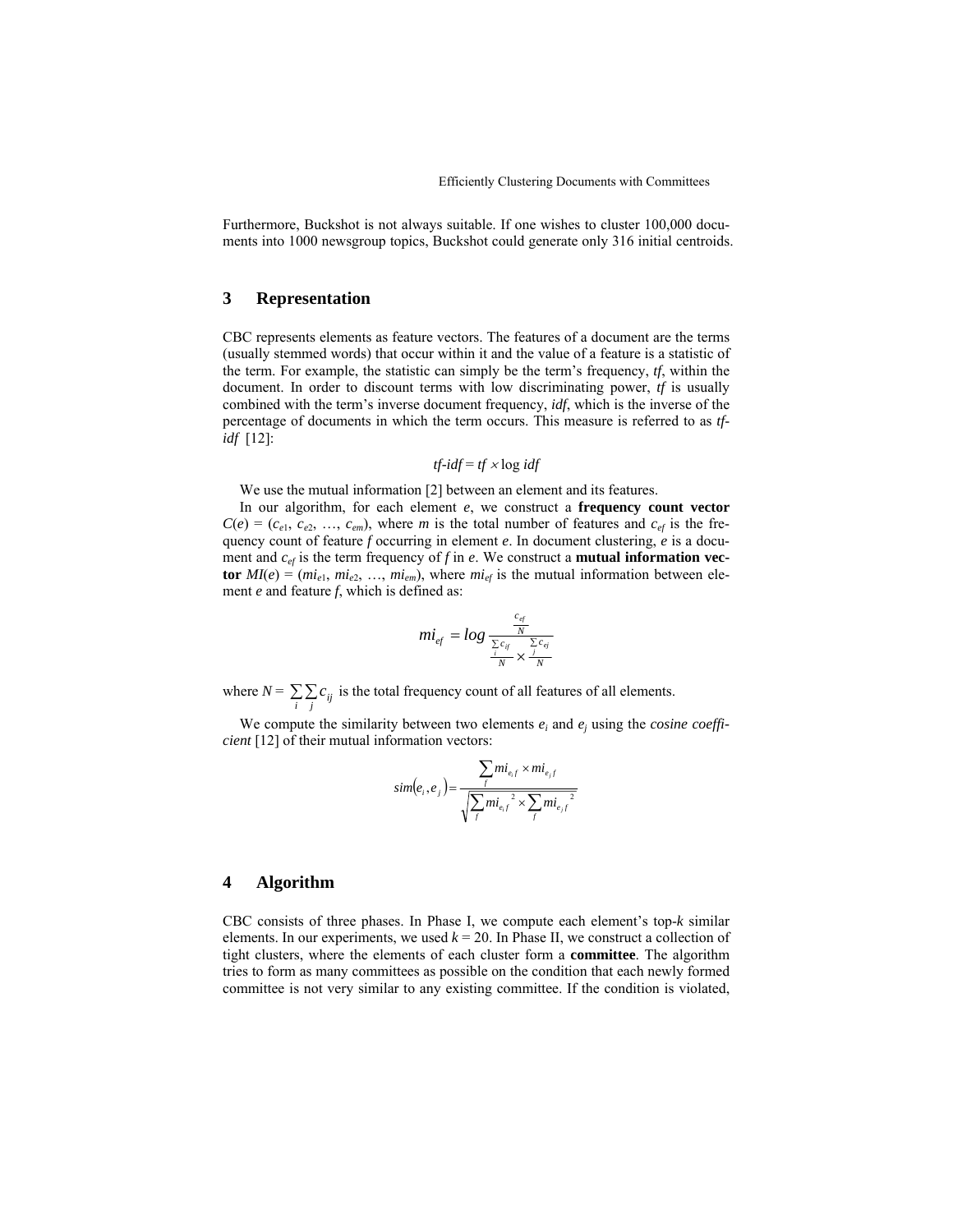Furthermore, Buckshot is not always suitable. If one wishes to cluster 100,000 documents into 1000 newsgroup topics, Buckshot could generate only 316 initial centroids.

## 3 Representation

CBC represents elements as feature vectors. The features of a document are the terms (usually stemmed words) that occur within it and the value of a feature is a statistic of the term. For example, the statistic can simply be the term's frequency, *tf*, within the document. In order to discount terms with low discriminating power, *tf* is usually combined with the term's inverse document frequency, *idf*, which is the inverse of the percentage of documents in which the term occurs. This measure is referred to as *tf-idf* [12]:

$$tf\text{-}idf = tf \times \log idf$$

We use the mutual information [2] between an element and its features.

In our algorithm, for each element $e$, we construct a **frequency count vector** $C(e) = (c_{e1}, c_{e2}, \ldots, c_{em})$, where $m$ is the total number of features and $c_{ef}$ is the frequency count of feature $f$ occurring in element $e$. In document clustering, $e$ is a document and $c_{ef}$ is the term frequency of $f$ in $e$. We construct a **mutual information vector** $MI(e) = (mi_{e1}, mi_{e2}, \ldots, mi_{em})$, where $mi_{ef}$ is the mutual information between element $e$ and feature $f$, which is defined as:

$$mi_{ef} = log \frac{\frac{c_{ef}}{N}}{\frac{\sum_i c_{if}}{N} \times \frac{\sum_j c_{ej}}{N}}$$

where $N = \sum_i \sum_j c_{ij}$ is the total frequency count of all features of all elements.

We compute the similarity between two elements $e_i$ and $e_j$ using the *cosine coefficient* [12] of their mutual information vectors:

$$sim(e_i, e_j) = \frac{\sum_f mi_{e_i f} \times mi_{e_j f}}{\sqrt{\sum_f mi_{e_i f}^{\ 2} \times \sum_f mi_{e_j f}^{\ 2}}}$$

## 4 Algorithm

CBC consists of three phases. In Phase I, we compute each element's top-$k$ similar elements. In our experiments, we used $k = 20$. In Phase II, we construct a collection of tight clusters, where the elements of each cluster form a **committee**. The algorithm tries to form as many committees as possible on the condition that each newly formed committee is not very similar to any existing committee. If the condition is violated,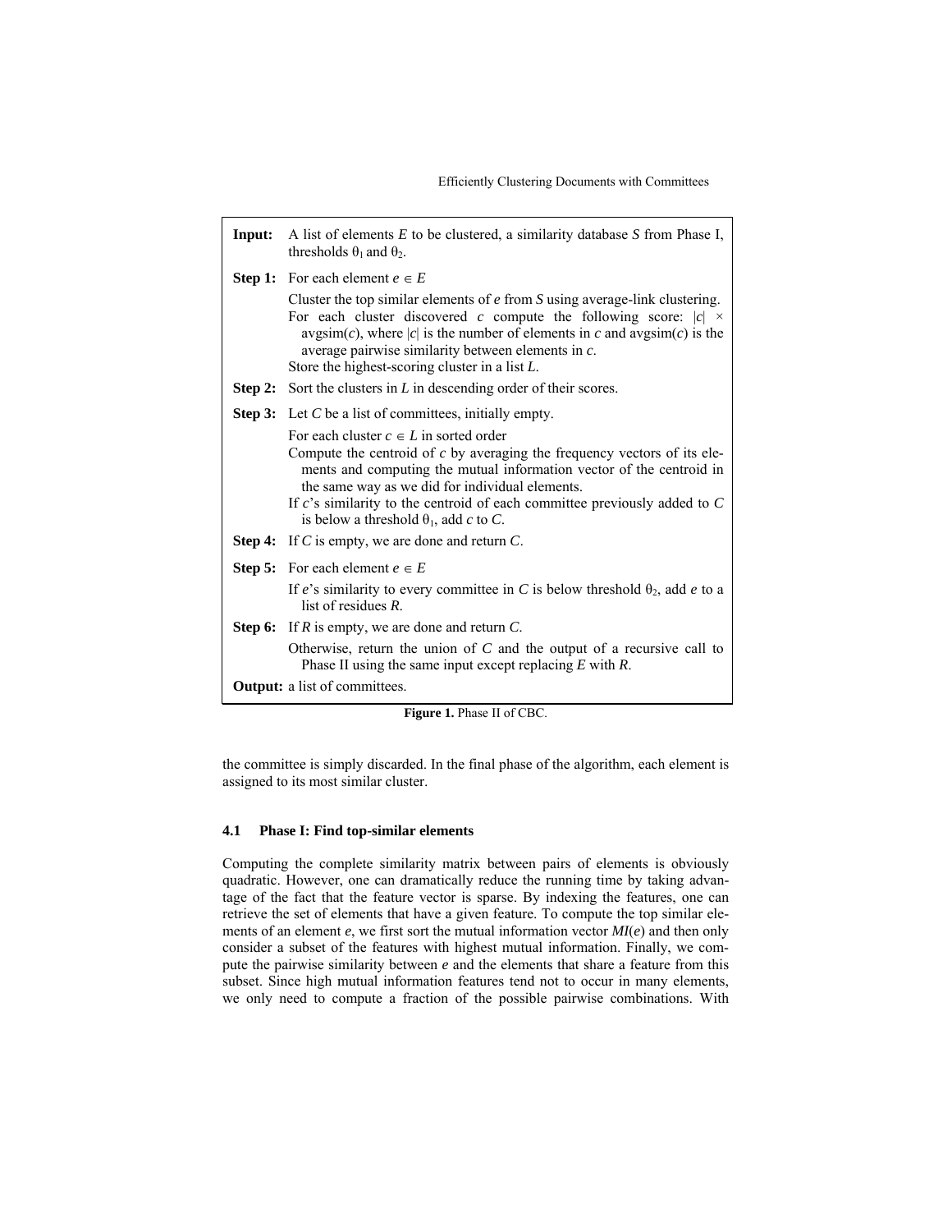**Input:** A list of elements $E$ to be clustered, a similarity database $S$ from Phase I, thresholds $\theta_1$ and $\theta_2$.

**Step 1:** For each element $e \in E$

Cluster the top similar elements of $e$ from $S$ using average-link clustering.
For each cluster discovered $c$ compute the following score: $|c| \times \text{avgsim}(c)$, where $|c|$ is the number of elements in $c$ and avgsim($c$) is the average pairwise similarity between elements in $c$.
Store the highest-scoring cluster in a list $L$.

**Step 2:** Sort the clusters in $L$ in descending order of their scores.

**Step 3:** Let $C$ be a list of committees, initially empty.

For each cluster $c \in L$ in sorted order
Compute the centroid of $c$ by averaging the frequency vectors of its elements and computing the mutual information vector of the centroid in the same way as we did for individual elements.
If $c$'s similarity to the centroid of each committee previously added to $C$ is below a threshold $\theta_1$, add $c$ to $C$.

**Step 4:** If $C$ is empty, we are done and return $C$.

**Step 5:** For each element $e \in E$

If $e$'s similarity to every committee in $C$ is below threshold $\theta_2$, add $e$ to a list of residues $R$.

**Step 6:** If $R$ is empty, we are done and return $C$.

Otherwise, return the union of $C$ and the output of a recursive call to Phase II using the same input except replacing $E$ with $R$.

**Output:** a list of committees.

**Figure 1.** Phase II of CBC.

the committee is simply discarded. In the final phase of the algorithm, each element is assigned to its most similar cluster.

### 4.1 Phase I: Find top-similar elements

Computing the complete similarity matrix between pairs of elements is obviously quadratic. However, one can dramatically reduce the running time by taking advantage of the fact that the feature vector is sparse. By indexing the features, one can retrieve the set of elements that have a given feature. To compute the top similar elements of an element $e$, we first sort the mutual information vector $MI(e)$ and then only consider a subset of the features with highest mutual information. Finally, we compute the pairwise similarity between $e$ and the elements that share a feature from this subset. Since high mutual information features tend not to occur in many elements, we only need to compute a fraction of the possible pairwise combinations. With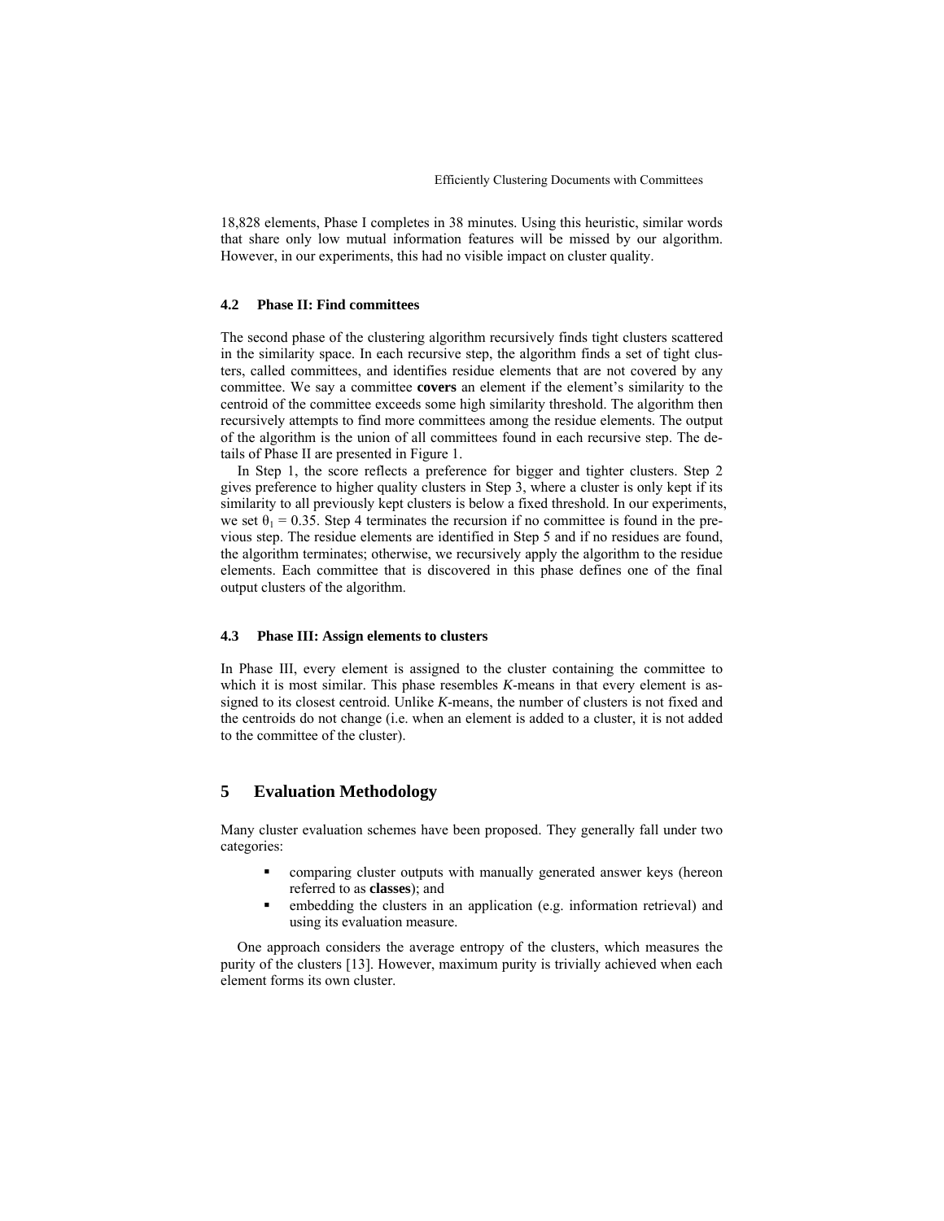18,828 elements, Phase I completes in 38 minutes. Using this heuristic, similar words that share only low mutual information features will be missed by our algorithm. However, in our experiments, this had no visible impact on cluster quality.

### 4.2 Phase II: Find committees

The second phase of the clustering algorithm recursively finds tight clusters scattered in the similarity space. In each recursive step, the algorithm finds a set of tight clusters, called committees, and identifies residue elements that are not covered by any committee. We say a committee **covers** an element if the element's similarity to the centroid of the committee exceeds some high similarity threshold. The algorithm then recursively attempts to find more committees among the residue elements. The output of the algorithm is the union of all committees found in each recursive step. The details of Phase II are presented in Figure 1.

In Step 1, the score reflects a preference for bigger and tighter clusters. Step 2 gives preference to higher quality clusters in Step 3, where a cluster is only kept if its similarity to all previously kept clusters is below a fixed threshold. In our experiments, we set $\theta_1 = 0.35$. Step 4 terminates the recursion if no committee is found in the previous step. The residue elements are identified in Step 5 and if no residues are found, the algorithm terminates; otherwise, we recursively apply the algorithm to the residue elements. Each committee that is discovered in this phase defines one of the final output clusters of the algorithm.

### 4.3 Phase III: Assign elements to clusters

In Phase III, every element is assigned to the cluster containing the committee to which it is most similar. This phase resembles *K*-means in that every element is assigned to its closest centroid. Unlike *K*-means, the number of clusters is not fixed and the centroids do not change (i.e. when an element is added to a cluster, it is not added to the committee of the cluster).

## 5 Evaluation Methodology

Many cluster evaluation schemes have been proposed. They generally fall under two categories:

- comparing cluster outputs with manually generated answer keys (hereon referred to as **classes**); and
- embedding the clusters in an application (e.g. information retrieval) and using its evaluation measure.

One approach considers the average entropy of the clusters, which measures the purity of the clusters [13]. However, maximum purity is trivially achieved when each element forms its own cluster.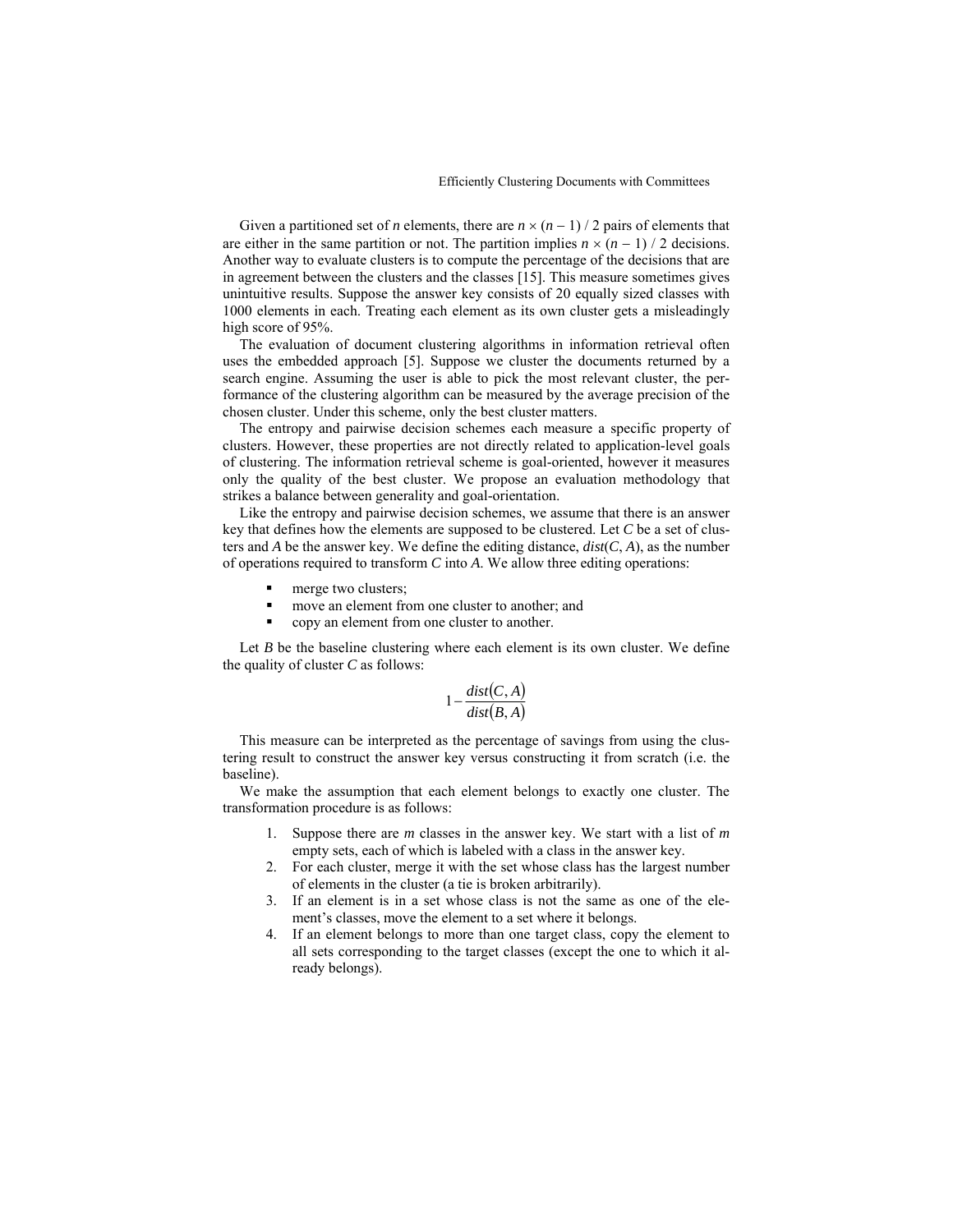Given a partitioned set of $n$ elements, there are $n \times (n-1) / 2$ pairs of elements that are either in the same partition or not. The partition implies $n \times (n-1) / 2$ decisions. Another way to evaluate clusters is to compute the percentage of the decisions that are in agreement between the clusters and the classes [15]. This measure sometimes gives unintuitive results. Suppose the answer key consists of 20 equally sized classes with 1000 elements in each. Treating each element as its own cluster gets a misleadingly high score of 95%.

The evaluation of document clustering algorithms in information retrieval often uses the embedded approach [5]. Suppose we cluster the documents returned by a search engine. Assuming the user is able to pick the most relevant cluster, the performance of the clustering algorithm can be measured by the average precision of the chosen cluster. Under this scheme, only the best cluster matters.

The entropy and pairwise decision schemes each measure a specific property of clusters. However, these properties are not directly related to application-level goals of clustering. The information retrieval scheme is goal-oriented, however it measures only the quality of the best cluster. We propose an evaluation methodology that strikes a balance between generality and goal-orientation.

Like the entropy and pairwise decision schemes, we assume that there is an answer key that defines how the elements are supposed to be clustered. Let $C$ be a set of clusters and $A$ be the answer key. We define the editing distance, $dist(C, A)$, as the number of operations required to transform $C$ into $A$. We allow three editing operations:

- merge two clusters;
- move an element from one cluster to another; and
- copy an element from one cluster to another.

Let $B$ be the baseline clustering where each element is its own cluster. We define the quality of cluster $C$ as follows:

$$1 - \frac{dist(C, A)}{dist(B, A)}$$

This measure can be interpreted as the percentage of savings from using the clustering result to construct the answer key versus constructing it from scratch (i.e. the baseline).

We make the assumption that each element belongs to exactly one cluster. The transformation procedure is as follows:

1. Suppose there are $m$ classes in the answer key. We start with a list of $m$ empty sets, each of which is labeled with a class in the answer key.
2. For each cluster, merge it with the set whose class has the largest number of elements in the cluster (a tie is broken arbitrarily).
3. If an element is in a set whose class is not the same as one of the element's classes, move the element to a set where it belongs.
4. If an element belongs to more than one target class, copy the element to all sets corresponding to the target classes (except the one to which it already belongs).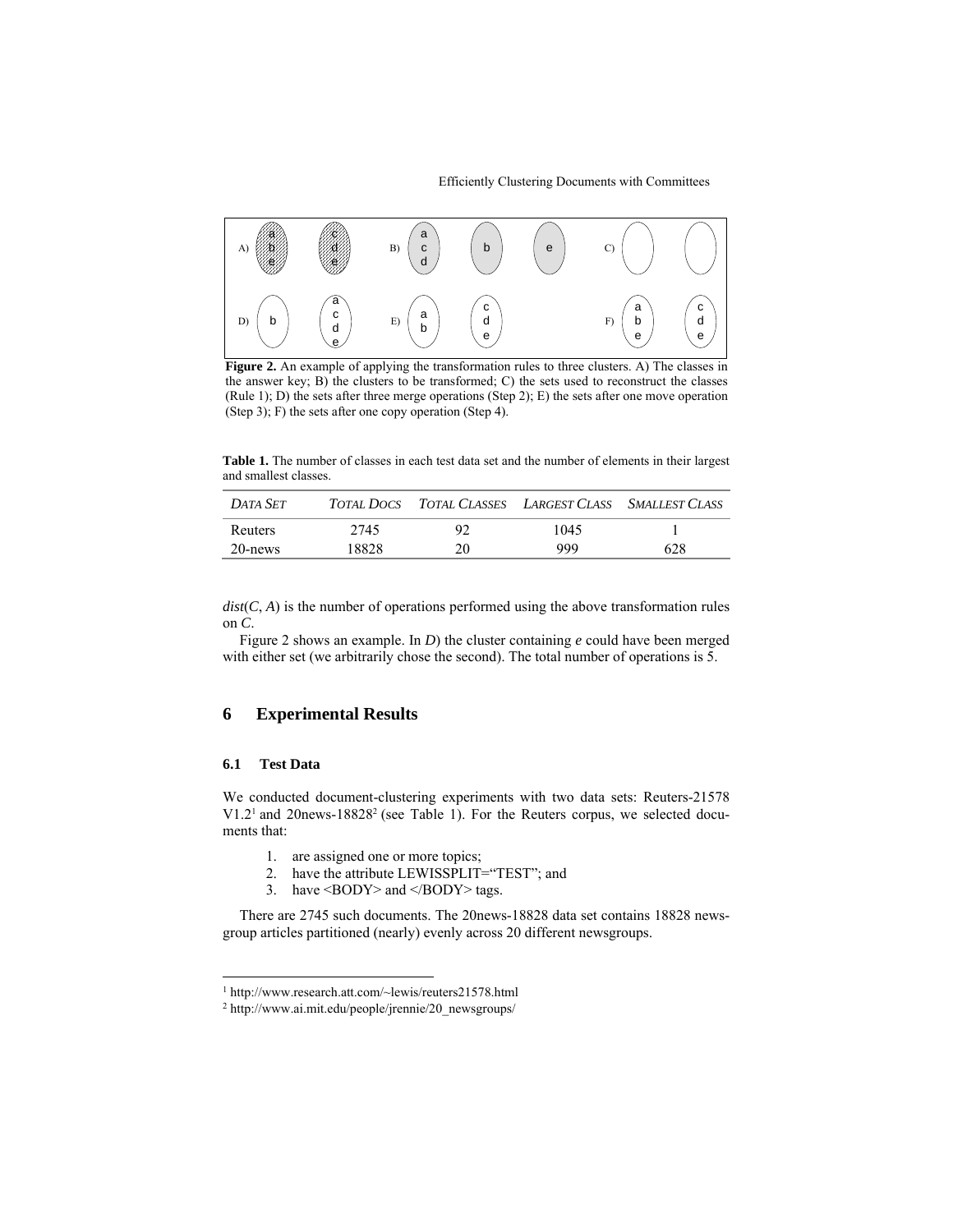**Figure 2.** An example of applying the transformation rules to three clusters. A) The classes in the answer key; B) the clusters to be transformed; C) the sets used to reconstruct the classes (Rule 1); D) the sets after three merge operations (Step 2); E) the sets after one move operation (Step 3); F) the sets after one copy operation (Step 4).

**Table 1.** The number of classes in each test data set and the number of elements in their largest and smallest classes.

| *Data Set* | *Total Docs* | *Total Classes* | *Largest Class* | *Smallest Class* |
|---|---|---|---|---|
| Reuters | 2745 | 92 | 1045 | 1 |
| 20-news | 18828 | 20 | 999 | 628 |

$dist(C, A)$ is the number of operations performed using the above transformation rules on $C$.

Figure 2 shows an example. In *D*) the cluster containing *e* could have been merged with either set (we arbitrarily chose the second). The total number of operations is 5.

## 6 Experimental Results

### 6.1 Test Data

We conducted document-clustering experiments with two data sets: Reuters-21578 V1.2[1] and 20news-18828[2] (see Table 1). For the Reuters corpus, we selected documents that:

1. are assigned one or more topics;
2. have the attribute LEWISSPLIT="TEST"; and
3. have <BODY> and </BODY> tags.

There are 2745 such documents. The 20news-18828 data set contains 18828 newsgroup articles partitioned (nearly) evenly across 20 different newsgroups.

[1] http://www.research.att.com/~lewis/reuters21578.html

[2] http://www.ai.mit.edu/people/jrennie/20_newsgroups/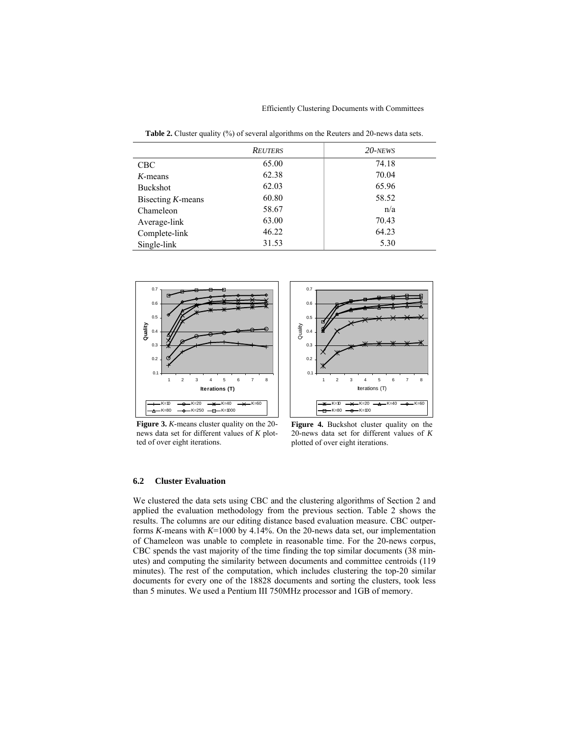**Table 2.** Cluster quality (%) of several algorithms on the Reuters and 20-news data sets.

| | *REUTERS* | *20-NEWS* |
|---|---|---|
| CBC | 65.00 | 74.18 |
| *K*-means | 62.38 | 70.04 |
| Buckshot | 62.03 | 65.96 |
| Bisecting *K*-means | 60.80 | 58.52 |
| Chameleon | 58.67 | n/a |
| Average-link | 63.00 | 70.43 |
| Complete-link | 46.22 | 64.23 |
| Single-link | 31.53 | 5.30 |

**Figure 3.** *K*-means cluster quality on the 20-news data set for different values of *K* plotted of over eight iterations.

**Figure 4.** Buckshot cluster quality on the 20-news data set for different values of *K* plotted of over eight iterations.

### 6.2 Cluster Evaluation

We clustered the data sets using CBC and the clustering algorithms of Section 2 and applied the evaluation methodology from the previous section. Table 2 shows the results. The columns are our editing distance based evaluation measure. CBC outperforms *K*-means with *K*=1000 by 4.14%. On the 20-news data set, our implementation of Chameleon was unable to complete in reasonable time. For the 20-news corpus, CBC spends the vast majority of the time finding the top similar documents (38 minutes) and computing the similarity between documents and committee centroids (119 minutes). The rest of the computation, which includes clustering the top-20 similar documents for every one of the 18828 documents and sorting the clusters, took less than 5 minutes. We used a Pentium III 750MHz processor and 1GB of memory.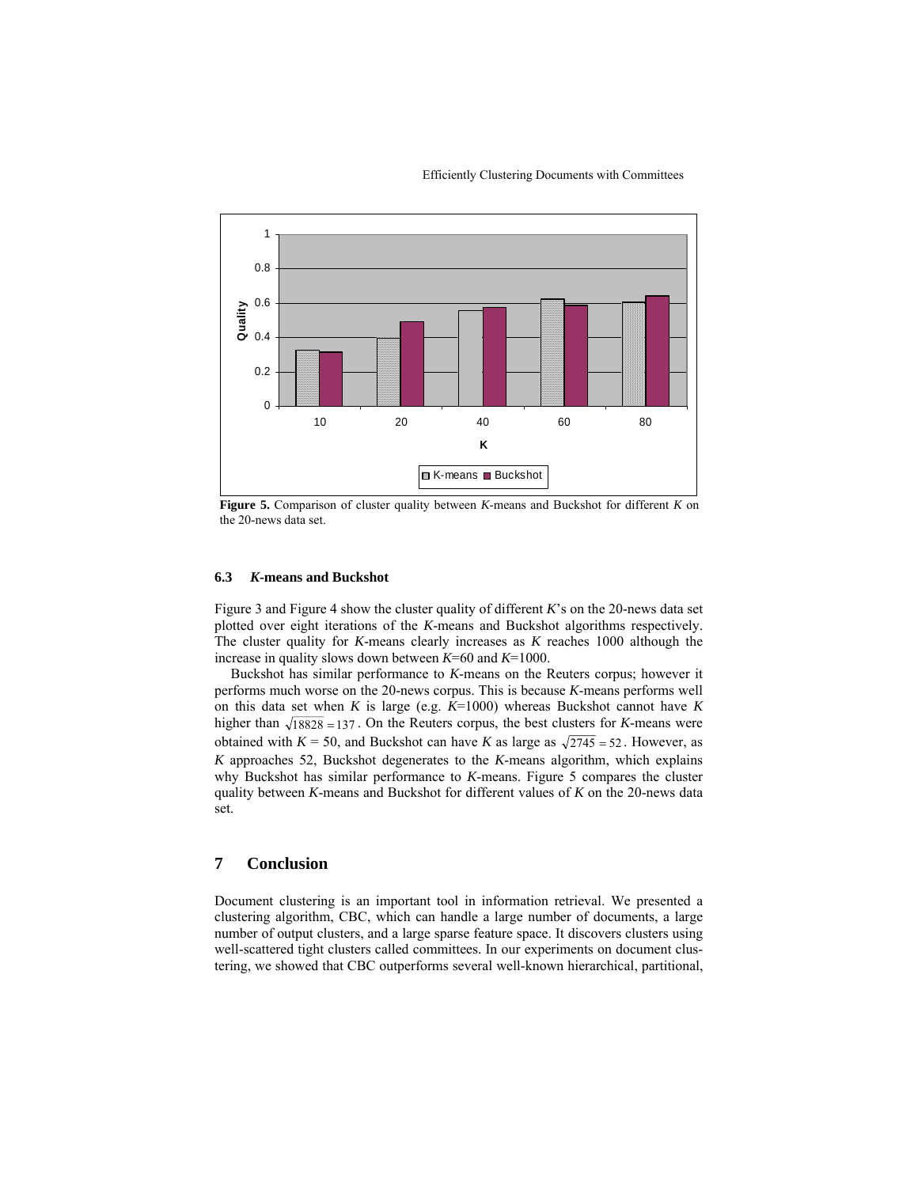**Figure 5.** Comparison of cluster quality between *K*-means and Buckshot for different *K* on the 20-news data set.

### 6.3 *K*-means and Buckshot

Figure 3 and Figure 4 show the cluster quality of different *K*'s on the 20-news data set plotted over eight iterations of the *K*-means and Buckshot algorithms respectively. The cluster quality for *K*-means clearly increases as *K* reaches 1000 although the increase in quality slows down between *K*=60 and *K*=1000.

Buckshot has similar performance to *K*-means on the Reuters corpus; however it performs much worse on the 20-news corpus. This is because *K*-means performs well on this data set when *K* is large (e.g. *K*=1000) whereas Buckshot cannot have *K* higher than $\sqrt{18828} = 137$. On the Reuters corpus, the best clusters for *K*-means were obtained with *K* = 50, and Buckshot can have *K* as large as $\sqrt{2745} = 52$. However, as *K* approaches 52, Buckshot degenerates to the *K*-means algorithm, which explains why Buckshot has similar performance to *K*-means. Figure 5 compares the cluster quality between *K*-means and Buckshot for different values of *K* on the 20-news data set.

## 7 Conclusion

Document clustering is an important tool in information retrieval. We presented a clustering algorithm, CBC, which can handle a large number of documents, a large number of output clusters, and a large sparse feature space. It discovers clusters using well-scattered tight clusters called committees. In our experiments on document clustering, we showed that CBC outperforms several well-known hierarchical, partitional,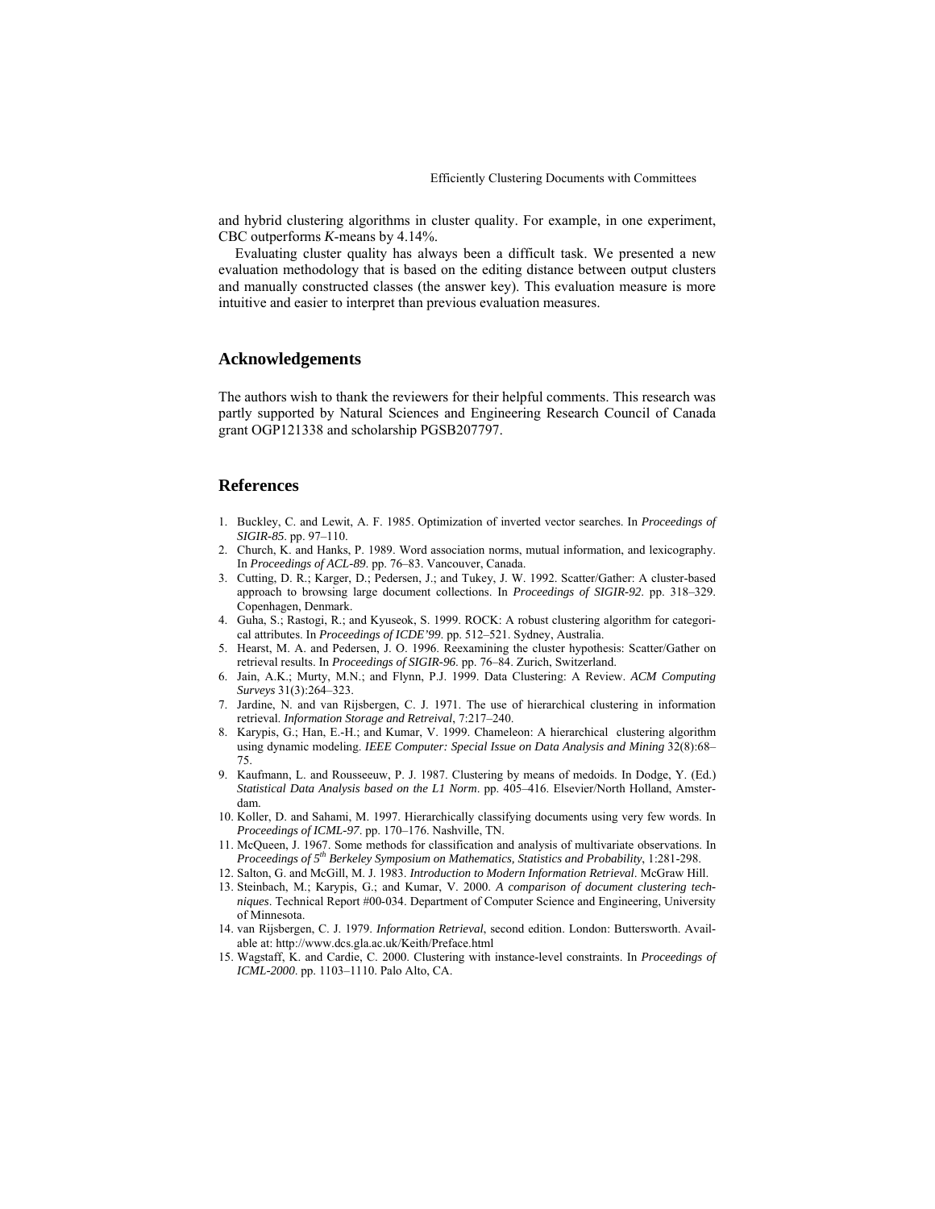and hybrid clustering algorithms in cluster quality. For example, in one experiment, CBC outperforms *K*-means by 4.14%.

Evaluating cluster quality has always been a difficult task. We presented a new evaluation methodology that is based on the editing distance between output clusters and manually constructed classes (the answer key). This evaluation measure is more intuitive and easier to interpret than previous evaluation measures.

## Acknowledgements

The authors wish to thank the reviewers for their helpful comments. This research was partly supported by Natural Sciences and Engineering Research Council of Canada grant OGP121338 and scholarship PGSB207797.

## References

1. Buckley, C. and Lewit, A. F. 1985. Optimization of inverted vector searches. In *Proceedings of SIGIR-85*. pp. 97–110.
2. Church, K. and Hanks, P. 1989. Word association norms, mutual information, and lexicography. In *Proceedings of ACL-89*. pp. 76–83. Vancouver, Canada.
3. Cutting, D. R.; Karger, D.; Pedersen, J.; and Tukey, J. W. 1992. Scatter/Gather: A cluster-based approach to browsing large document collections. In *Proceedings of SIGIR-92*. pp. 318–329. Copenhagen, Denmark.
4. Guha, S.; Rastogi, R.; and Kyuseok, S. 1999. ROCK: A robust clustering algorithm for categorical attributes. In *Proceedings of ICDE'99*. pp. 512–521. Sydney, Australia.
5. Hearst, M. A. and Pedersen, J. O. 1996. Reexamining the cluster hypothesis: Scatter/Gather on retrieval results. In *Proceedings of SIGIR-96*. pp. 76–84. Zurich, Switzerland.
6. Jain, A.K.; Murty, M.N.; and Flynn, P.J. 1999. Data Clustering: A Review. *ACM Computing Surveys* 31(3):264–323.
7. Jardine, N. and van Rijsbergen, C. J. 1971. The use of hierarchical clustering in information retrieval. *Information Storage and Retreival*, 7:217–240.
8. Karypis, G.; Han, E.-H.; and Kumar, V. 1999. Chameleon: A hierarchical clustering algorithm using dynamic modeling. *IEEE Computer: Special Issue on Data Analysis and Mining* 32(8):68–75.
9. Kaufmann, L. and Rousseeuw, P. J. 1987. Clustering by means of medoids. In Dodge, Y. (Ed.) *Statistical Data Analysis based on the L1 Norm*. pp. 405–416. Elsevier/North Holland, Amsterdam.
10. Koller, D. and Sahami, M. 1997. Hierarchically classifying documents using very few words. In *Proceedings of ICML-97*. pp. 170–176. Nashville, TN.
11. McQueen, J. 1967. Some methods for classification and analysis of multivariate observations. In *Proceedings of 5th Berkeley Symposium on Mathematics, Statistics and Probability*, 1:281-298.
12. Salton, G. and McGill, M. J. 1983. *Introduction to Modern Information Retrieval*. McGraw Hill.
13. Steinbach, M.; Karypis, G.; and Kumar, V. 2000. *A comparison of document clustering techniques*. Technical Report #00-034. Department of Computer Science and Engineering, University of Minnesota.
14. van Rijsbergen, C. J. 1979. *Information Retrieval*, second edition. London: Buttersworth. Available at: http://www.dcs.gla.ac.uk/Keith/Preface.html
15. Wagstaff, K. and Cardie, C. 2000. Clustering with instance-level constraints. In *Proceedings of ICML-2000*. pp. 1103–1110. Palo Alto, CA.